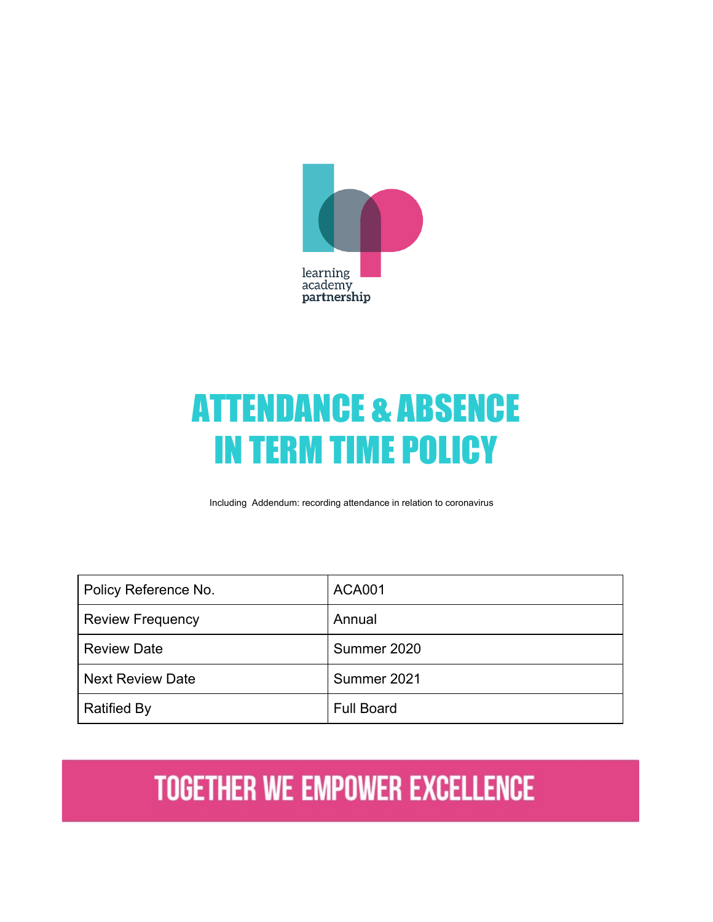learning
academy
partnership

# ATTENDANCE & ABSENCE IN TERM TIME POLICY

Including Addendum: recording attendance in relation to coronavirus

| Policy Reference No. | ACA001 |
| --- | --- |
| Review Frequency | Annual |
| Review Date | Summer 2020 |
| Next Review Date | Summer 2021 |
| Ratified By | Full Board |

**TOGETHER WE EMPOWER EXCELLENCE**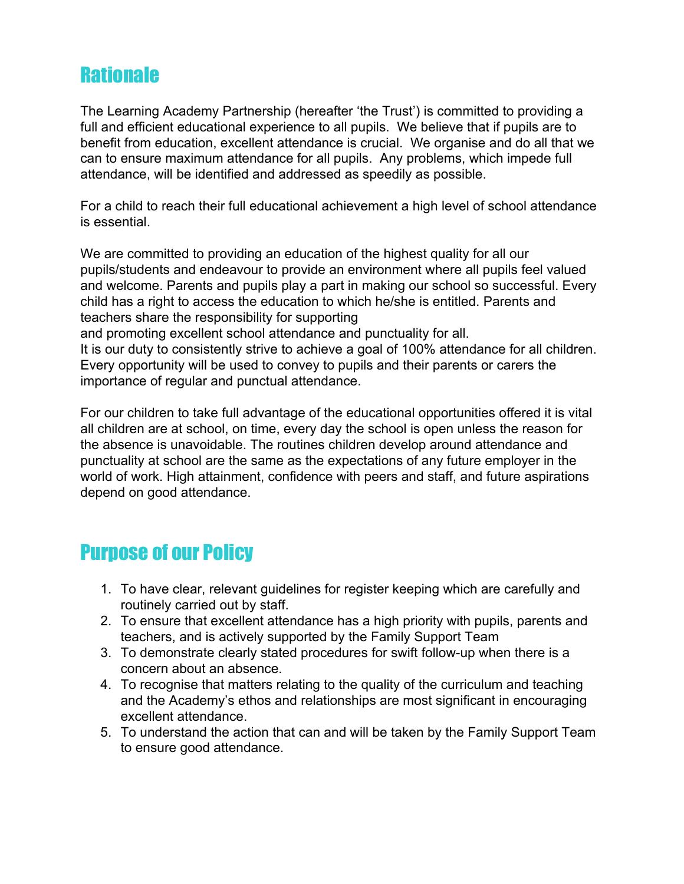## Rationale

The Learning Academy Partnership (hereafter 'the Trust') is committed to providing a full and efficient educational experience to all pupils. We believe that if pupils are to benefit from education, excellent attendance is crucial. We organise and do all that we can to ensure maximum attendance for all pupils. Any problems, which impede full attendance, will be identified and addressed as speedily as possible.

For a child to reach their full educational achievement a high level of school attendance is essential.

We are committed to providing an education of the highest quality for all our pupils/students and endeavour to provide an environment where all pupils feel valued and welcome. Parents and pupils play a part in making our school so successful. Every child has a right to access the education to which he/she is entitled. Parents and teachers share the responsibility for supporting
and promoting excellent school attendance and punctuality for all.
It is our duty to consistently strive to achieve a goal of 100% attendance for all children. Every opportunity will be used to convey to pupils and their parents or carers the importance of regular and punctual attendance.

For our children to take full advantage of the educational opportunities offered it is vital all children are at school, on time, every day the school is open unless the reason for the absence is unavoidable. The routines children develop around attendance and punctuality at school are the same as the expectations of any future employer in the world of work. High attainment, confidence with peers and staff, and future aspirations depend on good attendance.

## Purpose of our Policy

1. To have clear, relevant guidelines for register keeping which are carefully and routinely carried out by staff.
2. To ensure that excellent attendance has a high priority with pupils, parents and teachers, and is actively supported by the Family Support Team
3. To demonstrate clearly stated procedures for swift follow-up when there is a concern about an absence.
4. To recognise that matters relating to the quality of the curriculum and teaching and the Academy's ethos and relationships are most significant in encouraging excellent attendance.
5. To understand the action that can and will be taken by the Family Support Team to ensure good attendance.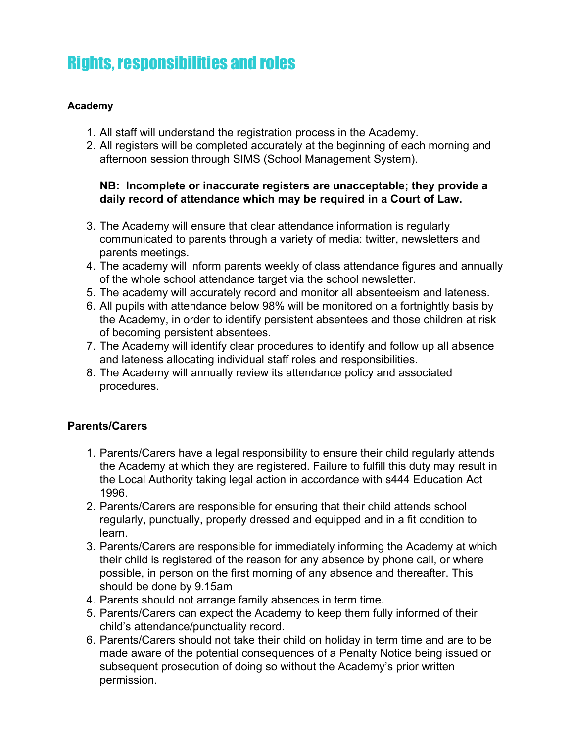# Rights, responsibilities and roles

**Academy**

1. All staff will understand the registration process in the Academy.
2. All registers will be completed accurately at the beginning of each morning and afternoon session through SIMS (School Management System).

   **NB: Incomplete or inaccurate registers are unacceptable; they provide a daily record of attendance which may be required in a Court of Law.**

3. The Academy will ensure that clear attendance information is regularly communicated to parents through a variety of media: twitter, newsletters and parents meetings.
4. The academy will inform parents weekly of class attendance figures and annually of the whole school attendance target via the school newsletter.
5. The academy will accurately record and monitor all absenteeism and lateness.
6. All pupils with attendance below 98% will be monitored on a fortnightly basis by the Academy, in order to identify persistent absentees and those children at risk of becoming persistent absentees.
7. The Academy will identify clear procedures to identify and follow up all absence and lateness allocating individual staff roles and responsibilities.
8. The Academy will annually review its attendance policy and associated procedures.

**Parents/Carers**

1. Parents/Carers have a legal responsibility to ensure their child regularly attends the Academy at which they are registered. Failure to fulfill this duty may result in the Local Authority taking legal action in accordance with s444 Education Act 1996.
2. Parents/Carers are responsible for ensuring that their child attends school regularly, punctually, properly dressed and equipped and in a fit condition to learn.
3. Parents/Carers are responsible for immediately informing the Academy at which their child is registered of the reason for any absence by phone call, or where possible, in person on the first morning of any absence and thereafter. This should be done by 9.15am
4. Parents should not arrange family absences in term time.
5. Parents/Carers can expect the Academy to keep them fully informed of their child's attendance/punctuality record.
6. Parents/Carers should not take their child on holiday in term time and are to be made aware of the potential consequences of a Penalty Notice being issued or subsequent prosecution of doing so without the Academy's prior written permission.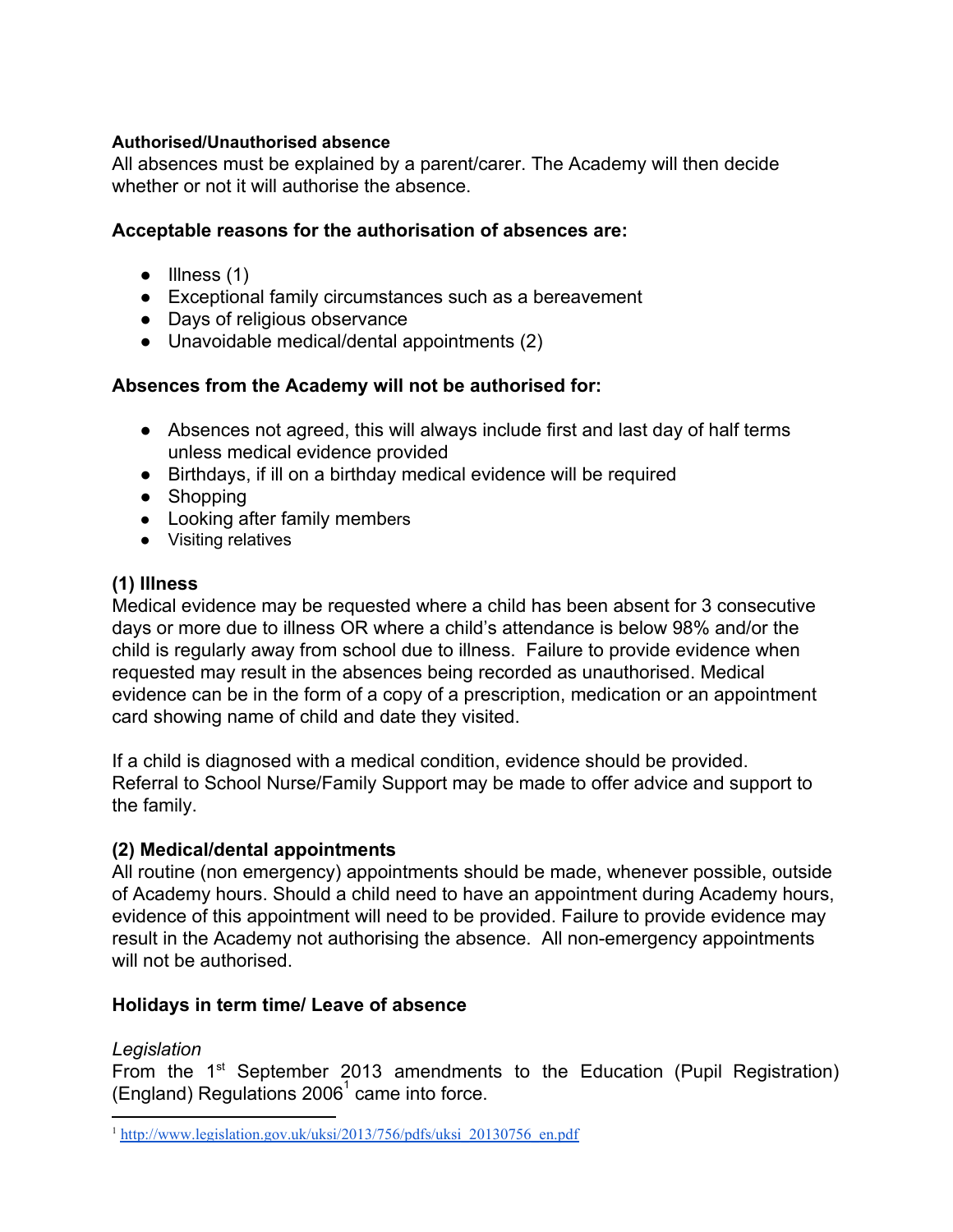**Authorised/Unauthorised absence**

All absences must be explained by a parent/carer. The Academy will then decide whether or not it will authorise the absence.

**Acceptable reasons for the authorisation of absences are:**

- Illness (1)
- Exceptional family circumstances such as a bereavement
- Days of religious observance
- Unavoidable medical/dental appointments (2)

**Absences from the Academy will not be authorised for:**

- Absences not agreed, this will always include first and last day of half terms unless medical evidence provided
- Birthdays, if ill on a birthday medical evidence will be required
- Shopping
- Looking after family members
- Visiting relatives

**(1) Illness**

Medical evidence may be requested where a child has been absent for 3 consecutive days or more due to illness OR where a child's attendance is below 98% and/or the child is regularly away from school due to illness. Failure to provide evidence when requested may result in the absences being recorded as unauthorised. Medical evidence can be in the form of a copy of a prescription, medication or an appointment card showing name of child and date they visited.

If a child is diagnosed with a medical condition, evidence should be provided. Referral to School Nurse/Family Support may be made to offer advice and support to the family.

**(2) Medical/dental appointments**

All routine (non emergency) appointments should be made, whenever possible, outside of Academy hours. Should a child need to have an appointment during Academy hours, evidence of this appointment will need to be provided. Failure to provide evidence may result in the Academy not authorising the absence. All non-emergency appointments will not be authorised.

**Holidays in term time/ Leave of absence**

*Legislation*

From the 1st September 2013 amendments to the Education (Pupil Registration) (England) Regulations 2006[1] came into force.

---

[1] http://www.legislation.gov.uk/uksi/2013/756/pdfs/uksi_20130756_en.pdf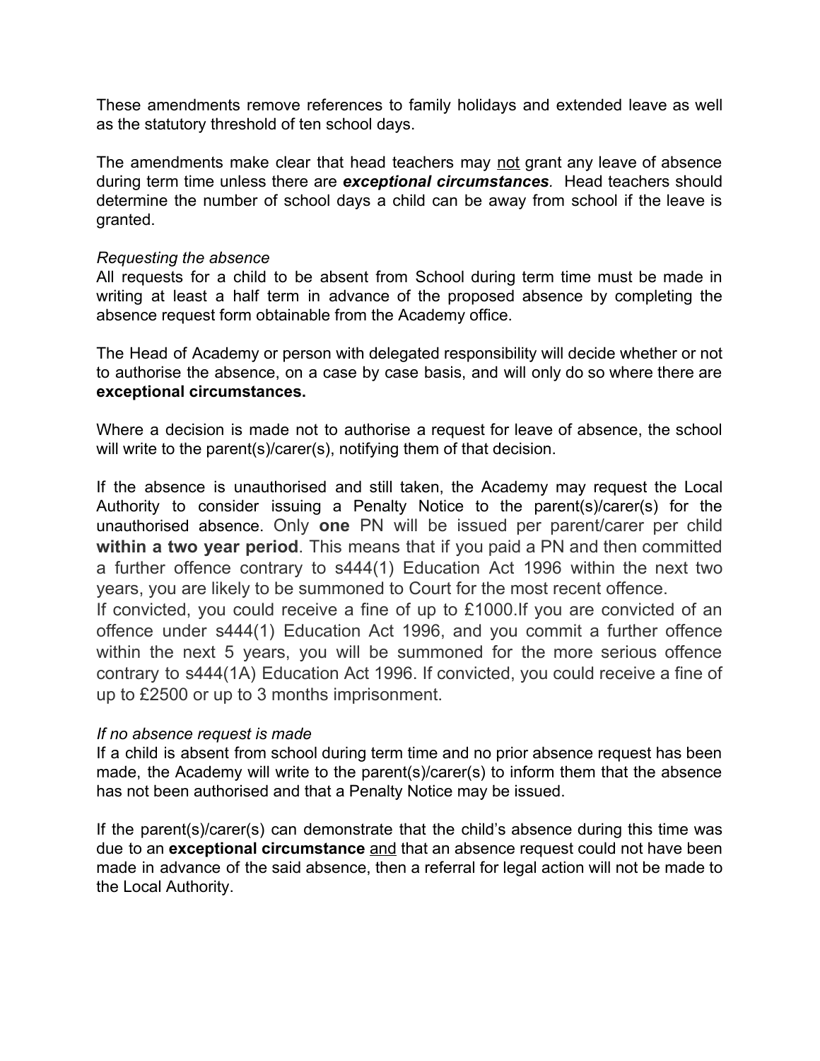These amendments remove references to family holidays and extended leave as well as the statutory threshold of ten school days.

The amendments make clear that head teachers may <u>not</u> grant any leave of absence during term time unless there are ***exceptional circumstances***. Head teachers should determine the number of school days a child can be away from school if the leave is granted.

*Requesting the absence*

All requests for a child to be absent from School during term time must be made in writing at least a half term in advance of the proposed absence by completing the absence request form obtainable from the Academy office.

The Head of Academy or person with delegated responsibility will decide whether or not to authorise the absence, on a case by case basis, and will only do so where there are **exceptional circumstances.**

Where a decision is made not to authorise a request for leave of absence, the school will write to the parent(s)/carer(s), notifying them of that decision.

If the absence is unauthorised and still taken, the Academy may request the Local Authority to consider issuing a Penalty Notice to the parent(s)/carer(s) for the unauthorised absence. Only **one** PN will be issued per parent/carer per child **within a two year period**. This means that if you paid a PN and then committed a further offence contrary to s444(1) Education Act 1996 within the next two years, you are likely to be summoned to Court for the most recent offence.

If convicted, you could receive a fine of up to £1000.If you are convicted of an offence under s444(1) Education Act 1996, and you commit a further offence within the next 5 years, you will be summoned for the more serious offence contrary to s444(1A) Education Act 1996. If convicted, you could receive a fine of up to £2500 or up to 3 months imprisonment.

*If no absence request is made*

If a child is absent from school during term time and no prior absence request has been made, the Academy will write to the parent(s)/carer(s) to inform them that the absence has not been authorised and that a Penalty Notice may be issued.

If the parent(s)/carer(s) can demonstrate that the child's absence during this time was due to an **exceptional circumstance** <u>and</u> that an absence request could not have been made in advance of the said absence, then a referral for legal action will not be made to the Local Authority.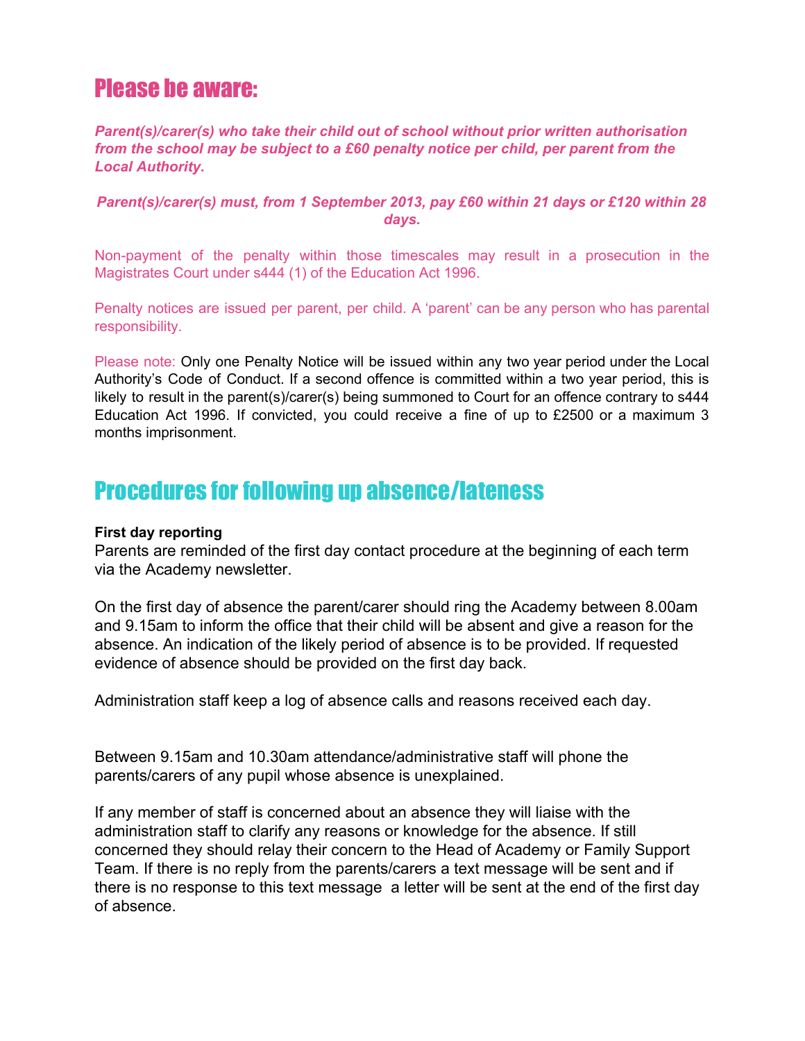## Please be aware:

***Parent(s)/carer(s) who take their child out of school without prior written authorisation from the school may be subject to a £60 penalty notice per child, per parent from the Local Authority.***

***Parent(s)/carer(s) must, from 1 September 2013, pay £60 within 21 days or £120 within 28 days.***

Non-payment of the penalty within those timescales may result in a prosecution in the Magistrates Court under s444 (1) of the Education Act 1996.

Penalty notices are issued per parent, per child. A 'parent' can be any person who has parental responsibility.

Please note: Only one Penalty Notice will be issued within any two year period under the Local Authority's Code of Conduct. If a second offence is committed within a two year period, this is likely to result in the parent(s)/carer(s) being summoned to Court for an offence contrary to s444 Education Act 1996. If convicted, you could receive a fine of up to £2500 or a maximum 3 months imprisonment.

## Procedures for following up absence/lateness

**First day reporting**

Parents are reminded of the first day contact procedure at the beginning of each term via the Academy newsletter.

On the first day of absence the parent/carer should ring the Academy between 8.00am and 9.15am to inform the office that their child will be absent and give a reason for the absence. An indication of the likely period of absence is to be provided. If requested evidence of absence should be provided on the first day back.

Administration staff keep a log of absence calls and reasons received each day.

Between 9.15am and 10.30am attendance/administrative staff will phone the parents/carers of any pupil whose absence is unexplained.

If any member of staff is concerned about an absence they will liaise with the administration staff to clarify any reasons or knowledge for the absence. If still concerned they should relay their concern to the Head of Academy or Family Support Team. If there is no reply from the parents/carers a text message will be sent and if there is no response to this text message a letter will be sent at the end of the first day of absence.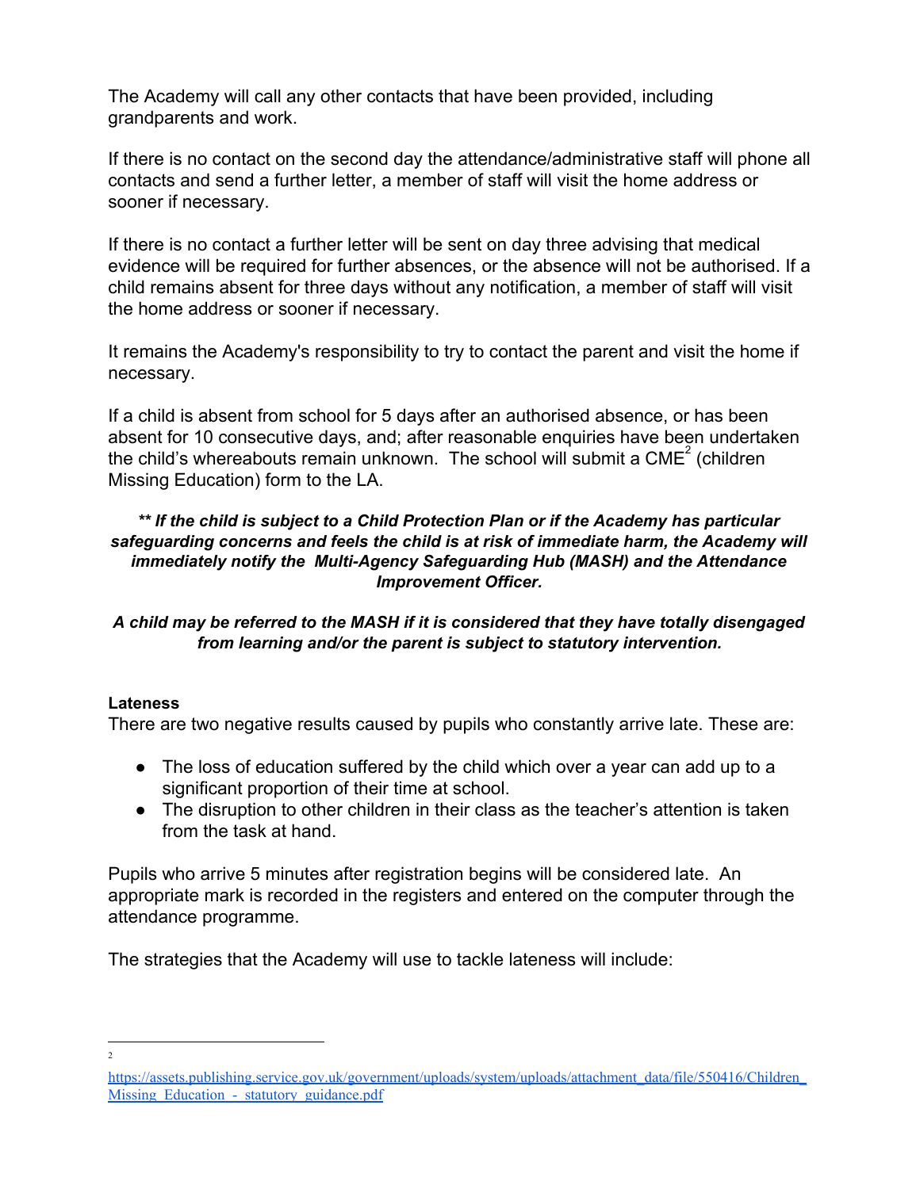The Academy will call any other contacts that have been provided, including grandparents and work.

If there is no contact on the second day the attendance/administrative staff will phone all contacts and send a further letter, a member of staff will visit the home address or sooner if necessary.

If there is no contact a further letter will be sent on day three advising that medical evidence will be required for further absences, or the absence will not be authorised. If a child remains absent for three days without any notification, a member of staff will visit the home address or sooner if necessary.

It remains the Academy's responsibility to try to contact the parent and visit the home if necessary.

If a child is absent from school for 5 days after an authorised absence, or has been absent for 10 consecutive days, and; after reasonable enquiries have been undertaken the child's whereabouts remain unknown. The school will submit a CME[2] (children Missing Education) form to the LA.

***\*\* If the child is subject to a Child Protection Plan or if the Academy has particular safeguarding concerns and feels the child is at risk of immediate harm, the Academy will immediately notify the Multi-Agency Safeguarding Hub (MASH) and the Attendance Improvement Officer.***

***A child may be referred to the MASH if it is considered that they have totally disengaged from learning and/or the parent is subject to statutory intervention.***

**Lateness**

There are two negative results caused by pupils who constantly arrive late. These are:

- The loss of education suffered by the child which over a year can add up to a significant proportion of their time at school.
- The disruption to other children in their class as the teacher's attention is taken from the task at hand.

Pupils who arrive 5 minutes after registration begins will be considered late. An appropriate mark is recorded in the registers and entered on the computer through the attendance programme.

The strategies that the Academy will use to tackle lateness will include:

---

[2] https://assets.publishing.service.gov.uk/government/uploads/system/uploads/attachment_data/file/550416/Children_Missing_Education_-_statutory_guidance.pdf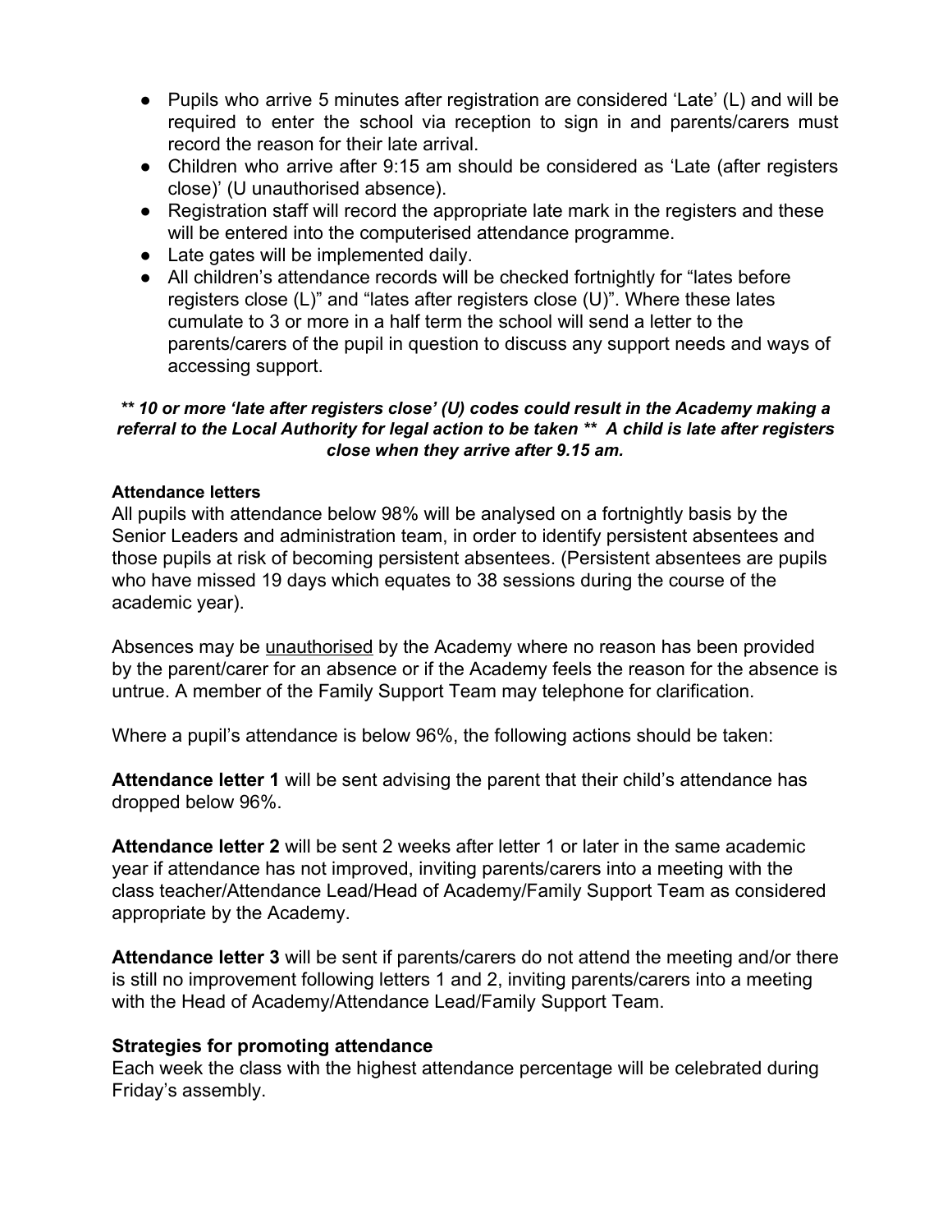- Pupils who arrive 5 minutes after registration are considered 'Late' (L) and will be required to enter the school via reception to sign in and parents/carers must record the reason for their late arrival.
- Children who arrive after 9:15 am should be considered as 'Late (after registers close)' (U unauthorised absence).
- Registration staff will record the appropriate late mark in the registers and these will be entered into the computerised attendance programme.
- Late gates will be implemented daily.
- All children's attendance records will be checked fortnightly for "lates before registers close (L)" and "lates after registers close (U)". Where these lates cumulate to 3 or more in a half term the school will send a letter to the parents/carers of the pupil in question to discuss any support needs and ways of accessing support.

***\*\* 10 or more 'late after registers close' (U) codes could result in the Academy making a referral to the Local Authority for legal action to be taken \*\*  A child is late after registers close when they arrive after 9.15 am.***

**Attendance letters**

All pupils with attendance below 98% will be analysed on a fortnightly basis by the Senior Leaders and administration team, in order to identify persistent absentees and those pupils at risk of becoming persistent absentees. (Persistent absentees are pupils who have missed 19 days which equates to 38 sessions during the course of the academic year).

Absences may be <u>unauthorised</u> by the Academy where no reason has been provided by the parent/carer for an absence or if the Academy feels the reason for the absence is untrue. A member of the Family Support Team may telephone for clarification.

Where a pupil's attendance is below 96%, the following actions should be taken:

**Attendance letter 1** will be sent advising the parent that their child's attendance has dropped below 96%.

**Attendance letter 2** will be sent 2 weeks after letter 1 or later in the same academic year if attendance has not improved, inviting parents/carers into a meeting with the class teacher/Attendance Lead/Head of Academy/Family Support Team as considered appropriate by the Academy.

**Attendance letter 3** will be sent if parents/carers do not attend the meeting and/or there is still no improvement following letters 1 and 2, inviting parents/carers into a meeting with the Head of Academy/Attendance Lead/Family Support Team.

**Strategies for promoting attendance**

Each week the class with the highest attendance percentage will be celebrated during Friday's assembly.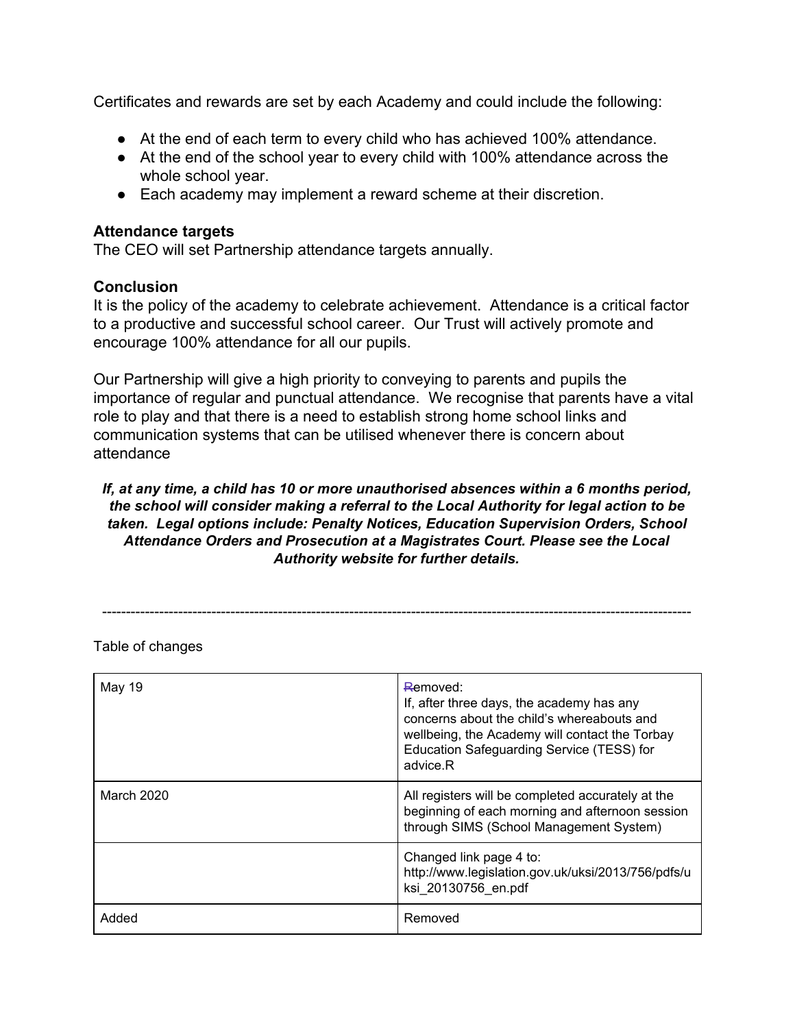Certificates and rewards are set by each Academy and could include the following:

- At the end of each term to every child who has achieved 100% attendance.
- At the end of the school year to every child with 100% attendance across the whole school year.
- Each academy may implement a reward scheme at their discretion.

**Attendance targets**

The CEO will set Partnership attendance targets annually.

**Conclusion**

It is the policy of the academy to celebrate achievement. Attendance is a critical factor to a productive and successful school career. Our Trust will actively promote and encourage 100% attendance for all our pupils.

Our Partnership will give a high priority to conveying to parents and pupils the importance of regular and punctual attendance. We recognise that parents have a vital role to play and that there is a need to establish strong home school links and communication systems that can be utilised whenever there is concern about attendance

***If, at any time, a child has 10 or more unauthorised absences within a 6 months period, the school will consider making a referral to the Local Authority for legal action to be taken. Legal options include: Penalty Notices, Education Supervision Orders, School Attendance Orders and Prosecution at a Magistrates Court. Please see the Local Authority website for further details.***

---

Table of changes

| | |
|---|---|
| May 19 | Removed:<br>If, after three days, the academy has any concerns about the child's whereabouts and wellbeing, the Academy will contact the Torbay Education Safeguarding Service (TESS) for advice.R |
| March 2020 | All registers will be completed accurately at the beginning of each morning and afternoon session through SIMS (School Management System) |
| | Changed link page 4 to: http://www.legislation.gov.uk/uksi/2013/756/pdfs/uksi_20130756_en.pdf |
| Added | Removed |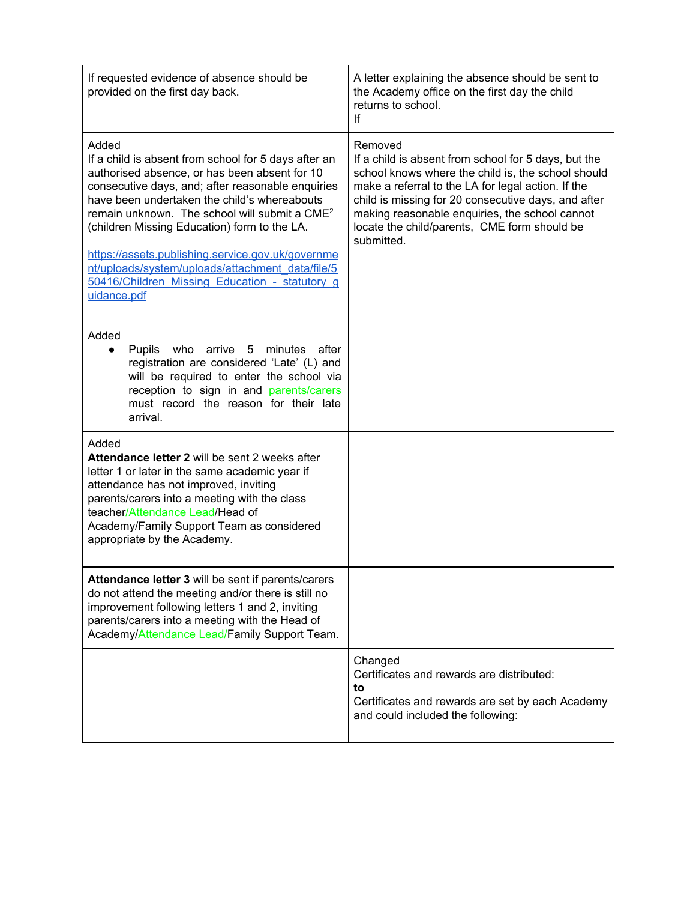| | |
|---|---|
| If requested evidence of absence should be provided on the first day back. | A letter explaining the absence should be sent to the Academy office on the first day the child returns to school.<br>If |
| Added<br>If a child is absent from school for 5 days after an authorised absence, or has been absent for 10 consecutive days, and; after reasonable enquiries have been undertaken the child's whereabouts remain unknown. The school will submit a CME[2] (children Missing Education) form to the LA.<br><br>https://assets.publishing.service.gov.uk/government/uploads/system/uploads/attachment_data/file/550416/Children_Missing_Education_-_statutory_guidance.pdf | Removed<br>If a child is absent from school for 5 days, but the school knows where the child is, the school should make a referral to the LA for legal action. If the child is missing for 20 consecutive days, and after making reasonable enquiries, the school cannot locate the child/parents, CME form should be submitted. |
| Added<br>• Pupils who arrive 5 minutes after registration are considered 'Late' (L) and will be required to enter the school via reception to sign in and parents/carers must record the reason for their late arrival. | |
| Added<br>**Attendance letter 2** will be sent 2 weeks after letter 1 or later in the same academic year if attendance has not improved, inviting parents/carers into a meeting with the class teacher/Attendance Lead/Head of Academy/Family Support Team as considered appropriate by the Academy. | |
| **Attendance letter 3** will be sent if parents/carers do not attend the meeting and/or there is still no improvement following letters 1 and 2, inviting parents/carers into a meeting with the Head of Academy/Attendance Lead/Family Support Team. | |
| | Changed<br>Certificates and rewards are distributed:<br>**to**<br>Certificates and rewards are set by each Academy and could included the following: |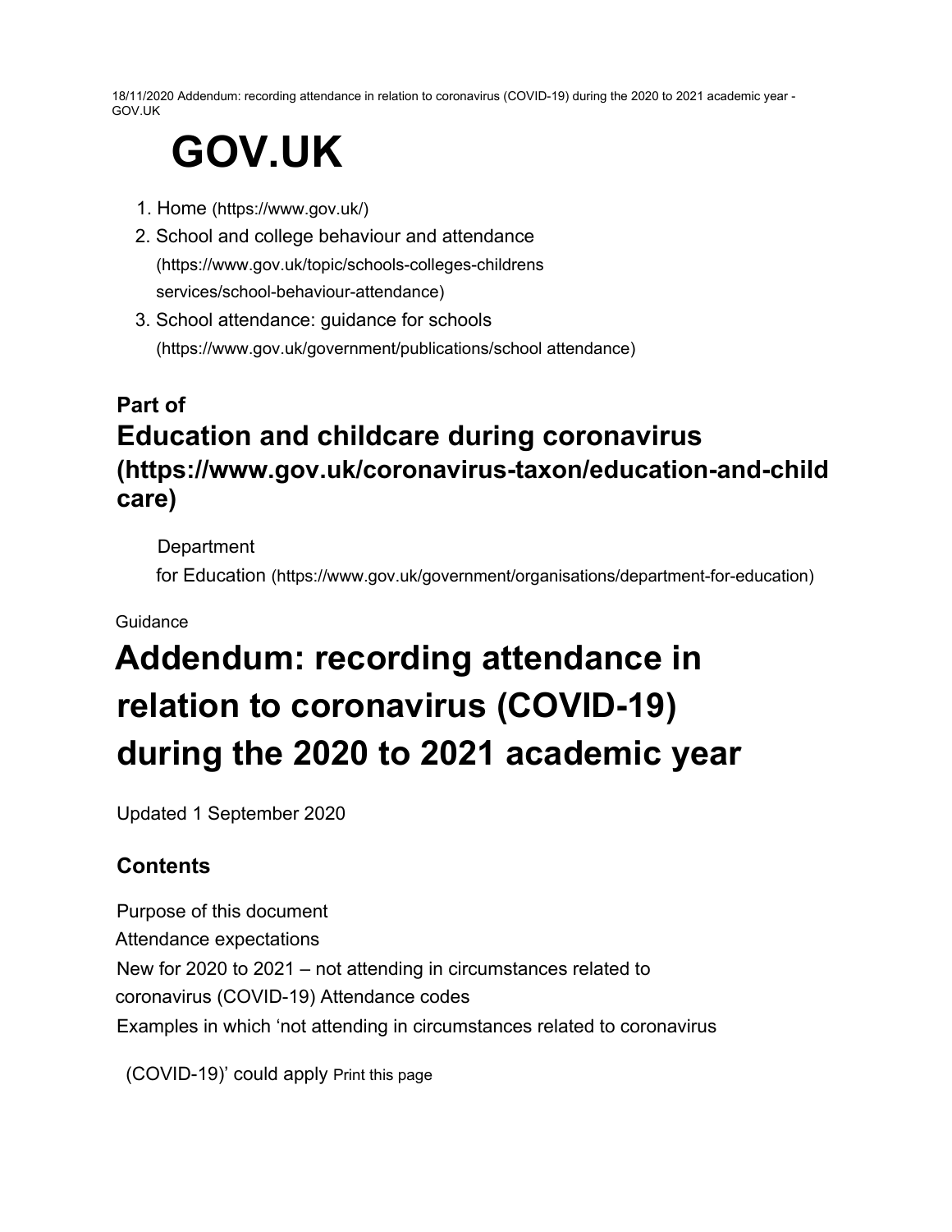# GOV.UK

1. Home (https://www.gov.uk/)
2. School and college behaviour and attendance (https://www.gov.uk/topic/schools-colleges-childrens services/school-behaviour-attendance)
3. School attendance: guidance for schools (https://www.gov.uk/government/publications/school attendance)

## Part of
## Education and childcare during coronavirus (https://www.gov.uk/coronavirus-taxon/education-and-child care)

Department for Education (https://www.gov.uk/government/organisations/department-for-education)

Guidance

# Addendum: recording attendance in relation to coronavirus (COVID-19) during the 2020 to 2021 academic year

Updated 1 September 2020

### Contents

Purpose of this document
Attendance expectations
New for 2020 to 2021 – not attending in circumstances related to coronavirus (COVID-19) Attendance codes
Examples in which 'not attending in circumstances related to coronavirus (COVID-19)' could apply Print this page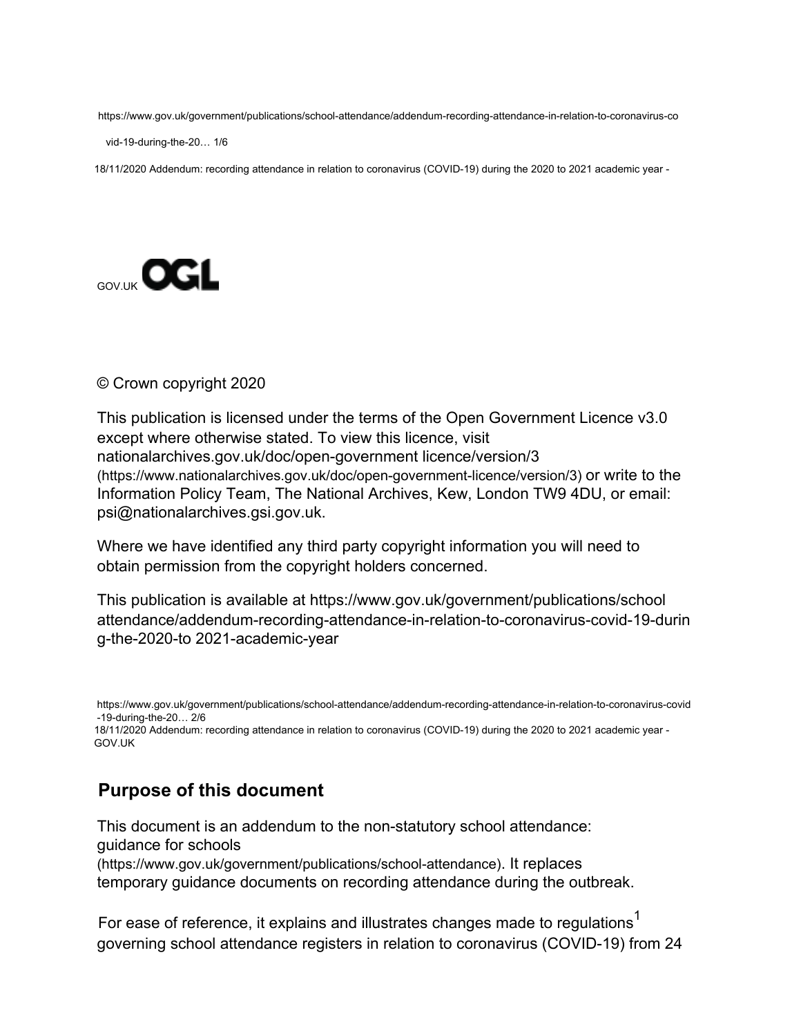GOV.UK OGL

© Crown copyright 2020

This publication is licensed under the terms of the Open Government Licence v3.0 except where otherwise stated. To view this licence, visit nationalarchives.gov.uk/doc/open-government licence/version/3 (https://www.nationalarchives.gov.uk/doc/open-government-licence/version/3) or write to the Information Policy Team, The National Archives, Kew, London TW9 4DU, or email: psi@nationalarchives.gsi.gov.uk.

Where we have identified any third party copyright information you will need to obtain permission from the copyright holders concerned.

This publication is available at https://www.gov.uk/government/publications/school attendance/addendum-recording-attendance-in-relation-to-coronavirus-covid-19-during-the-2020-to 2021-academic-year

## Purpose of this document

This document is an addendum to the non-statutory school attendance: guidance for schools (https://www.gov.uk/government/publications/school-attendance). It replaces temporary guidance documents on recording attendance during the outbreak.

For ease of reference, it explains and illustrates changes made to regulations[1] governing school attendance registers in relation to coronavirus (COVID-19) from 24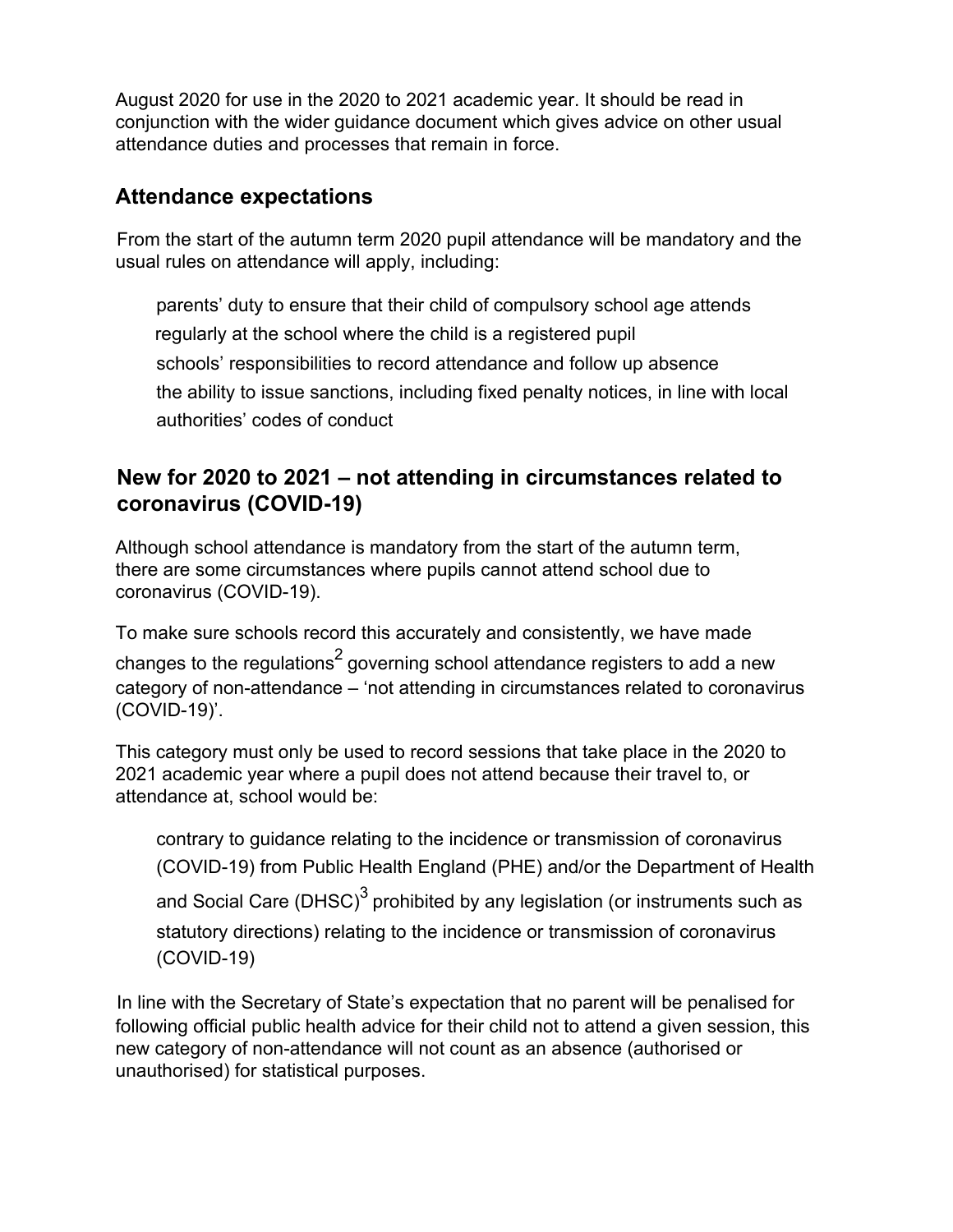August 2020 for use in the 2020 to 2021 academic year. It should be read in conjunction with the wider guidance document which gives advice on other usual attendance duties and processes that remain in force.

## Attendance expectations

From the start of the autumn term 2020 pupil attendance will be mandatory and the usual rules on attendance will apply, including:

- parents' duty to ensure that their child of compulsory school age attends regularly at the school where the child is a registered pupil
- schools' responsibilities to record attendance and follow up absence
- the ability to issue sanctions, including fixed penalty notices, in line with local authorities' codes of conduct

## New for 2020 to 2021 – not attending in circumstances related to coronavirus (COVID-19)

Although school attendance is mandatory from the start of the autumn term, there are some circumstances where pupils cannot attend school due to coronavirus (COVID-19).

To make sure schools record this accurately and consistently, we have made changes to the regulations[2] governing school attendance registers to add a new category of non-attendance – 'not attending in circumstances related to coronavirus (COVID-19)'.

This category must only be used to record sessions that take place in the 2020 to 2021 academic year where a pupil does not attend because their travel to, or attendance at, school would be:

- contrary to guidance relating to the incidence or transmission of coronavirus (COVID-19) from Public Health England (PHE) and/or the Department of Health and Social Care (DHSC)[3]
- prohibited by any legislation (or instruments such as statutory directions) relating to the incidence or transmission of coronavirus (COVID-19)

In line with the Secretary of State's expectation that no parent will be penalised for following official public health advice for their child not to attend a given session, this new category of non-attendance will not count as an absence (authorised or unauthorised) for statistical purposes.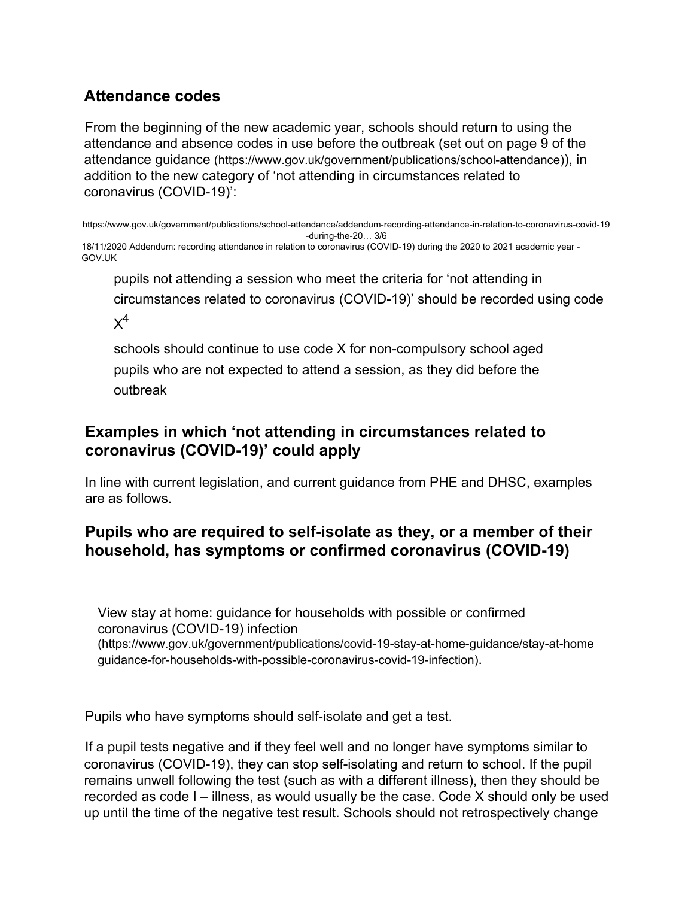## Attendance codes

From the beginning of the new academic year, schools should return to using the attendance and absence codes in use before the outbreak (set out on page 9 of the attendance guidance (https://www.gov.uk/government/publications/school-attendance)), in addition to the new category of 'not attending in circumstances related to coronavirus (COVID-19)':

- pupils not attending a session who meet the criteria for 'not attending in circumstances related to coronavirus (COVID-19)' should be recorded using code X[4]
- schools should continue to use code X for non-compulsory school aged pupils who are not expected to attend a session, as they did before the outbreak

## Examples in which 'not attending in circumstances related to coronavirus (COVID-19)' could apply

In line with current legislation, and current guidance from PHE and DHSC, examples are as follows.

## Pupils who are required to self-isolate as they, or a member of their household, has symptoms or confirmed coronavirus (COVID-19)

View stay at home: guidance for households with possible or confirmed coronavirus (COVID-19) infection (https://www.gov.uk/government/publications/covid-19-stay-at-home-guidance/stay-at-home guidance-for-households-with-possible-coronavirus-covid-19-infection).

Pupils who have symptoms should self-isolate and get a test.

If a pupil tests negative and if they feel well and no longer have symptoms similar to coronavirus (COVID-19), they can stop self-isolating and return to school. If the pupil remains unwell following the test (such as with a different illness), then they should be recorded as code I – illness, as would usually be the case. Code X should only be used up until the time of the negative test result. Schools should not retrospectively change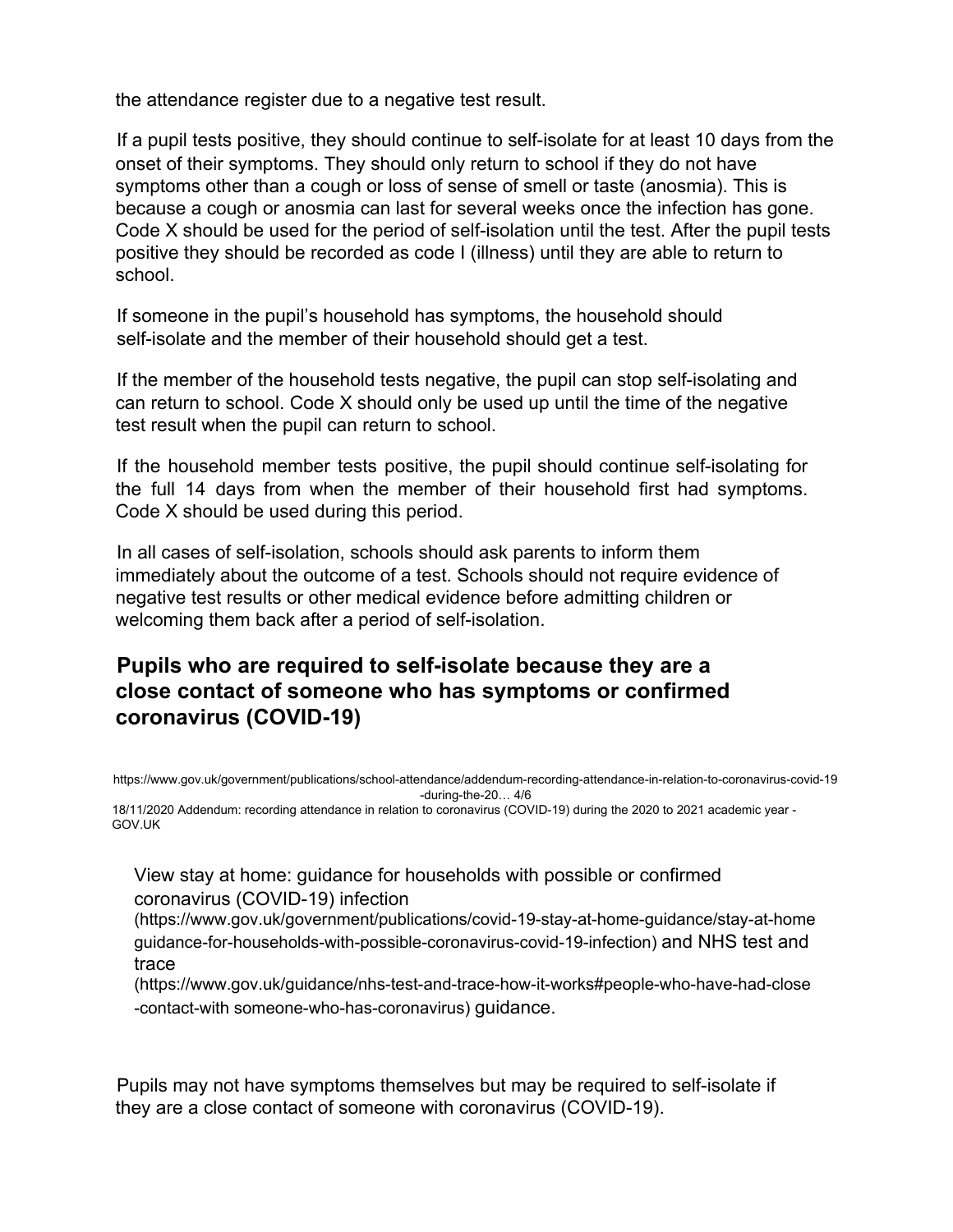the attendance register due to a negative test result.

If a pupil tests positive, they should continue to self-isolate for at least 10 days from the onset of their symptoms. They should only return to school if they do not have symptoms other than a cough or loss of sense of smell or taste (anosmia). This is because a cough or anosmia can last for several weeks once the infection has gone. Code X should be used for the period of self-isolation until the test. After the pupil tests positive they should be recorded as code I (illness) until they are able to return to school.

If someone in the pupil's household has symptoms, the household should self-isolate and the member of their household should get a test.

If the member of the household tests negative, the pupil can stop self-isolating and can return to school. Code X should only be used up until the time of the negative test result when the pupil can return to school.

If the household member tests positive, the pupil should continue self-isolating for the full 14 days from when the member of their household first had symptoms. Code X should be used during this period.

In all cases of self-isolation, schools should ask parents to inform them immediately about the outcome of a test. Schools should not require evidence of negative test results or other medical evidence before admitting children or welcoming them back after a period of self-isolation.

## Pupils who are required to self-isolate because they are a close contact of someone who has symptoms or confirmed coronavirus (COVID-19)

View stay at home: guidance for households with possible or confirmed coronavirus (COVID-19) infection (https://www.gov.uk/government/publications/covid-19-stay-at-home-guidance/stay-at-home guidance-for-households-with-possible-coronavirus-covid-19-infection) and NHS test and trace (https://www.gov.uk/guidance/nhs-test-and-trace-how-it-works#people-who-have-had-close -contact-with someone-who-has-coronavirus) guidance.

Pupils may not have symptoms themselves but may be required to self-isolate if they are a close contact of someone with coronavirus (COVID-19).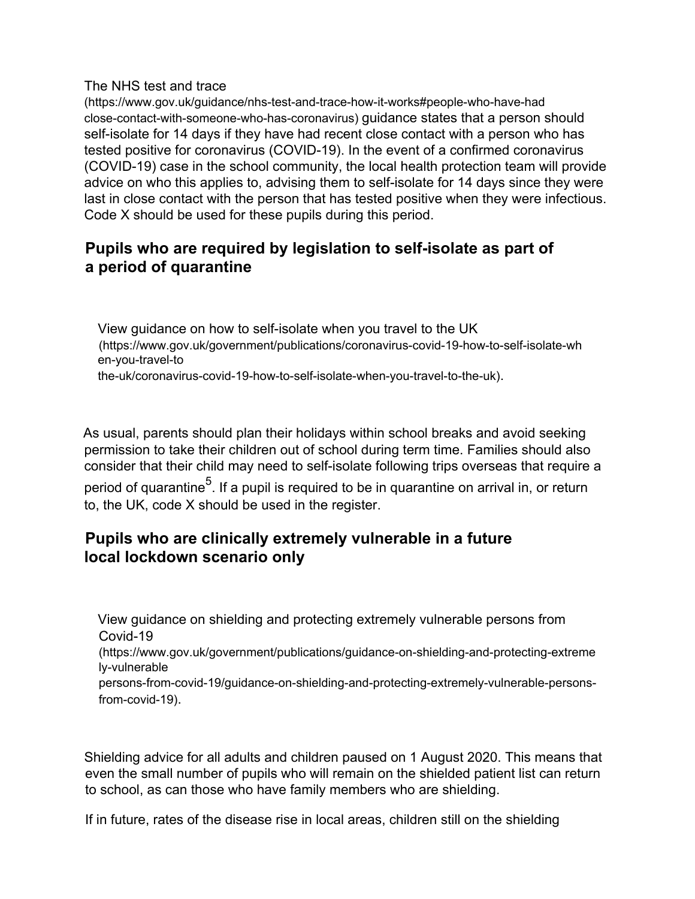The NHS test and trace (https://www.gov.uk/guidance/nhs-test-and-trace-how-it-works#people-who-have-had close-contact-with-someone-who-has-coronavirus) guidance states that a person should self-isolate for 14 days if they have had recent close contact with a person who has tested positive for coronavirus (COVID-19). In the event of a confirmed coronavirus (COVID-19) case in the school community, the local health protection team will provide advice on who this applies to, advising them to self-isolate for 14 days since they were last in close contact with the person that has tested positive when they were infectious. Code X should be used for these pupils during this period.

## Pupils who are required by legislation to self-isolate as part of a period of quarantine

View guidance on how to self-isolate when you travel to the UK (https://www.gov.uk/government/publications/coronavirus-covid-19-how-to-self-isolate-when-you-travel-to the-uk/coronavirus-covid-19-how-to-self-isolate-when-you-travel-to-the-uk).

As usual, parents should plan their holidays within school breaks and avoid seeking permission to take their children out of school during term time. Families should also consider that their child may need to self-isolate following trips overseas that require a period of quarantine[5]. If a pupil is required to be in quarantine on arrival in, or return to, the UK, code X should be used in the register.

## Pupils who are clinically extremely vulnerable in a future local lockdown scenario only

View guidance on shielding and protecting extremely vulnerable persons from Covid-19 (https://www.gov.uk/government/publications/guidance-on-shielding-and-protecting-extremely-vulnerable persons-from-covid-19/guidance-on-shielding-and-protecting-extremely-vulnerable-persons-from-covid-19).

Shielding advice for all adults and children paused on 1 August 2020. This means that even the small number of pupils who will remain on the shielded patient list can return to school, as can those who have family members who are shielding.

If in future, rates of the disease rise in local areas, children still on the shielding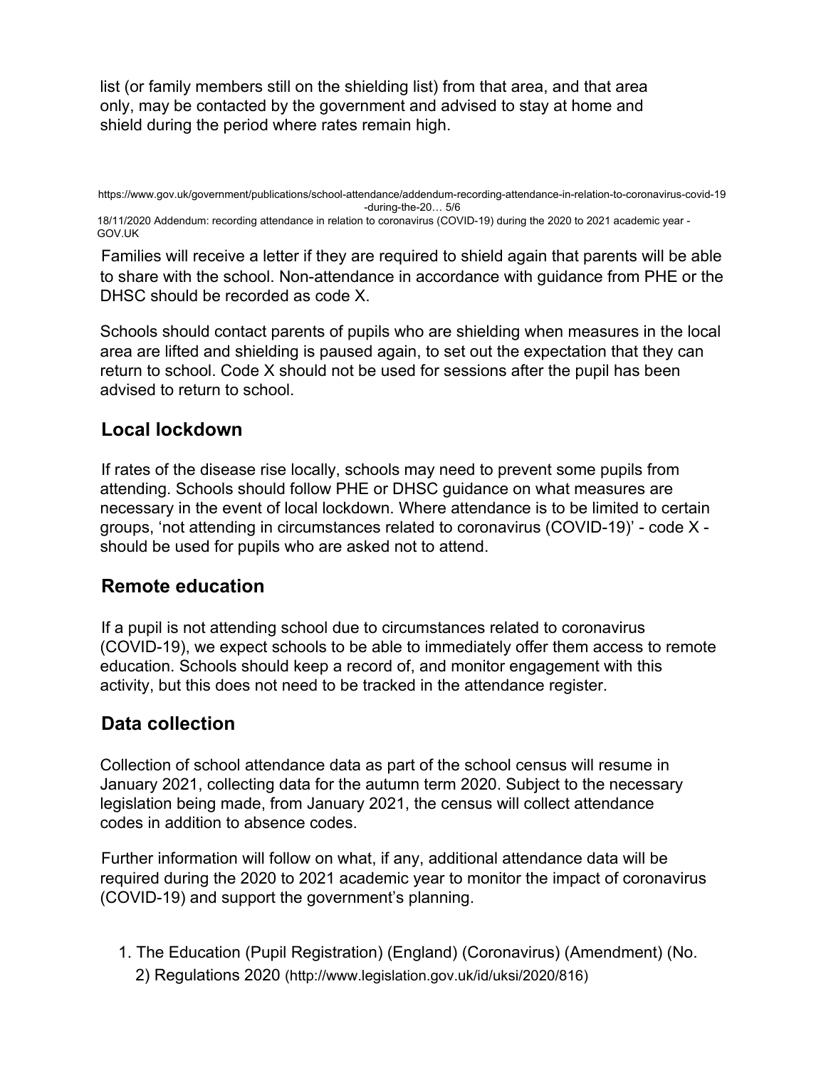list (or family members still on the shielding list) from that area, and that area only, may be contacted by the government and advised to stay at home and shield during the period where rates remain high.

Families will receive a letter if they are required to shield again that parents will be able to share with the school. Non-attendance in accordance with guidance from PHE or the DHSC should be recorded as code X.

Schools should contact parents of pupils who are shielding when measures in the local area are lifted and shielding is paused again, to set out the expectation that they can return to school. Code X should not be used for sessions after the pupil has been advised to return to school.

## Local lockdown

If rates of the disease rise locally, schools may need to prevent some pupils from attending. Schools should follow PHE or DHSC guidance on what measures are necessary in the event of local lockdown. Where attendance is to be limited to certain groups, 'not attending in circumstances related to coronavirus (COVID-19)' - code X - should be used for pupils who are asked not to attend.

## Remote education

If a pupil is not attending school due to circumstances related to coronavirus (COVID-19), we expect schools to be able to immediately offer them access to remote education. Schools should keep a record of, and monitor engagement with this activity, but this does not need to be tracked in the attendance register.

## Data collection

Collection of school attendance data as part of the school census will resume in January 2021, collecting data for the autumn term 2020. Subject to the necessary legislation being made, from January 2021, the census will collect attendance codes in addition to absence codes.

Further information will follow on what, if any, additional attendance data will be required during the 2020 to 2021 academic year to monitor the impact of coronavirus (COVID-19) and support the government's planning.

1. The Education (Pupil Registration) (England) (Coronavirus) (Amendment) (No. 2) Regulations 2020 (http://www.legislation.gov.uk/id/uksi/2020/816)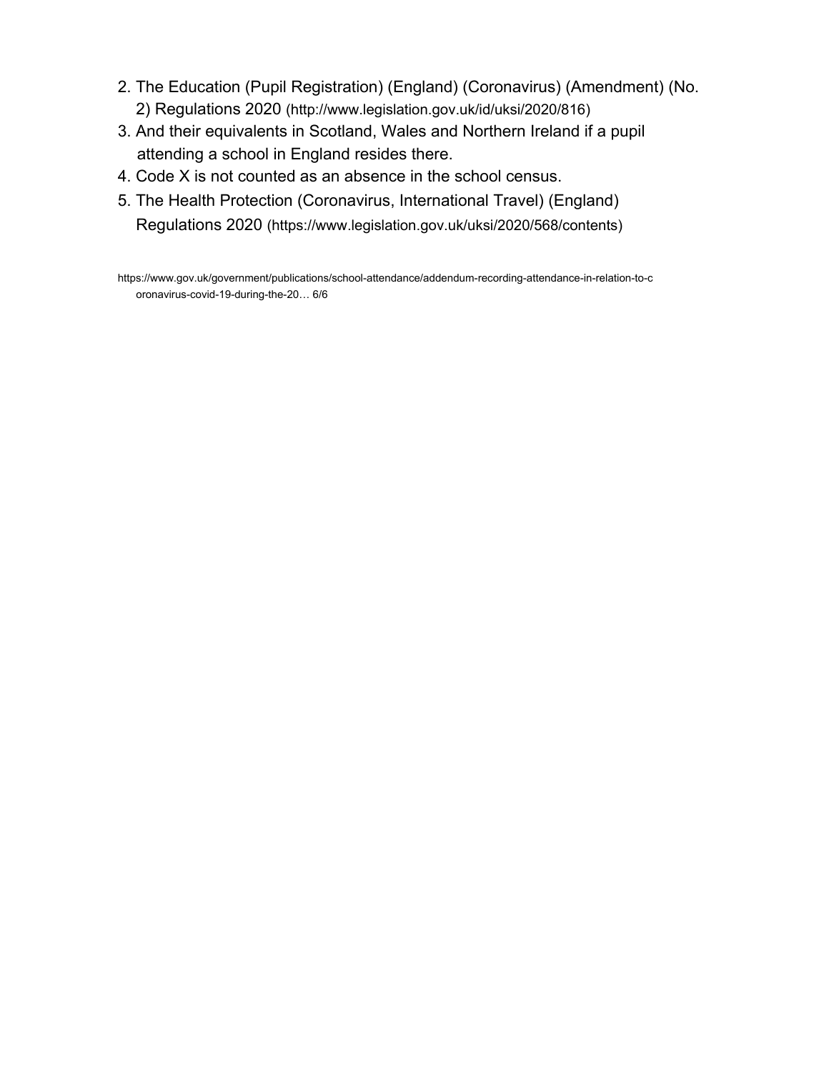2. The Education (Pupil Registration) (England) (Coronavirus) (Amendment) (No. 2) Regulations 2020 (http://www.legislation.gov.uk/id/uksi/2020/816)
3. And their equivalents in Scotland, Wales and Northern Ireland if a pupil attending a school in England resides there.
4. Code X is not counted as an absence in the school census.
5. The Health Protection (Coronavirus, International Travel) (England) Regulations 2020 (https://www.legislation.gov.uk/uksi/2020/568/contents)